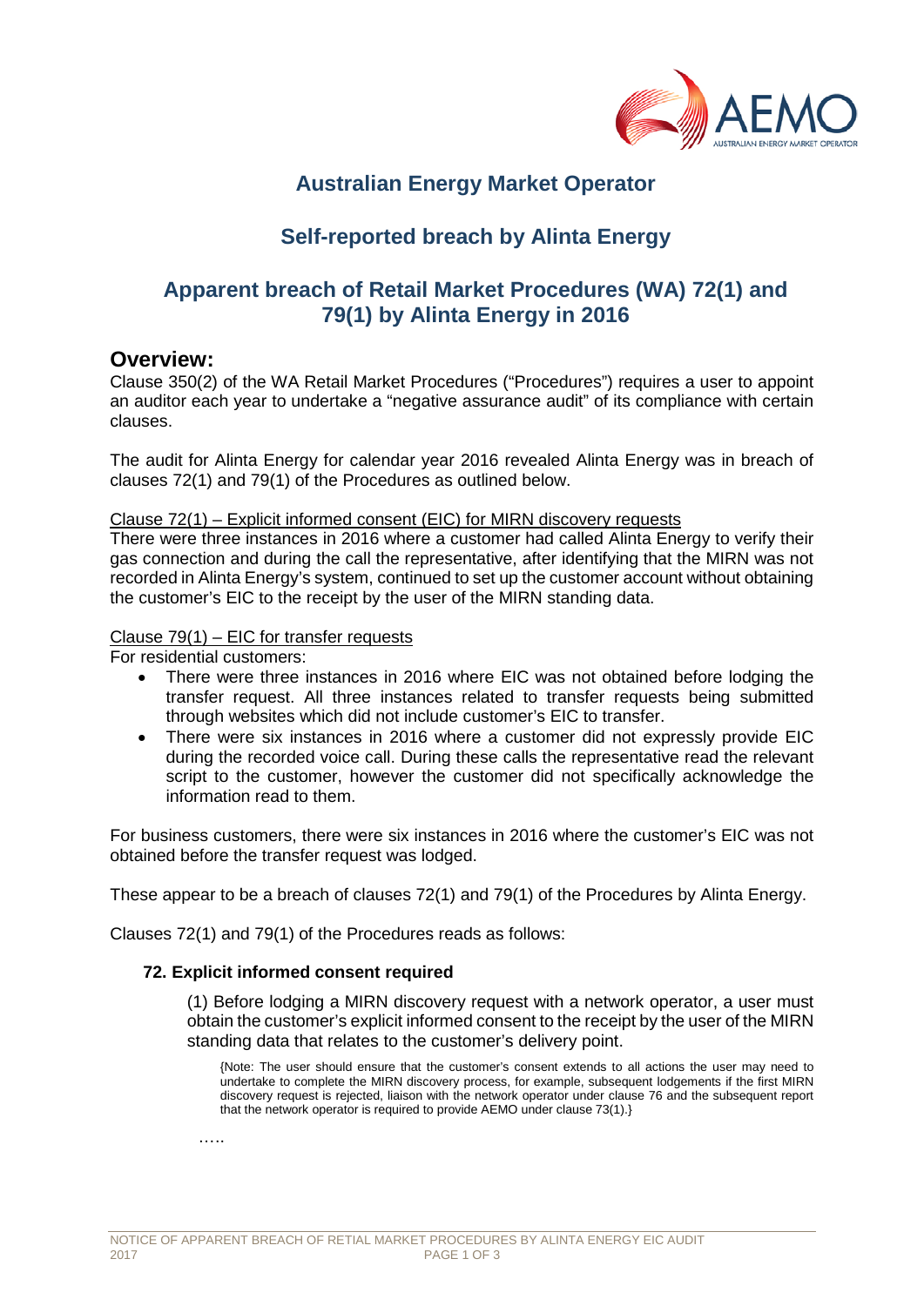# Australian Energy Market Operator

## Self-reported breach by Alinta Energy

## Apparent breach of Retail Market Procedures (WA) 72(1) and 79(1) by Alinta Energy in 2016

## Overview:

Clause 350(2) of the WA Retail Market Procedures ("Procedures") requires a user to appoint an auditor each year to undertake a "negative assurance audit" of its compliance with certain clauses.

The audit for Alinta Energy for calendar year 2016 revealed Alinta Energy was in breach of clauses 72(1) and 79(1) of the Procedures as outlined below.

Clause 72(1) – Explicit informed consent (EIC) for MIRN discovery requests

There were three instances in 2016 where a customer had called Alinta Energy to verify their gas connection and during the call the representative, after identifying that the MIRN was not recorded in Alinta Energy's system, continued to set up the customer account without obtaining the customer's EIC to the receipt by the user of the MIRN standing data.

Clause 79(1) – EIC for transfer requests

For residential customers:

- There were three instances in 2016 where EIC was not obtained before lodging the transfer request. All three instances related to transfer requests being submitted through websites which did not include customer's EIC to transfer.
- There were six instances in 2016 where a customer did not expressly provide EIC during the recorded voice call. During these calls the representative read the relevant script to the customer, however the customer did not specifically acknowledge the information read to them.

For business customers, there were six instances in 2016 where the customer's EIC was not obtained before the transfer request was lodged.

These appear to be a breach of clauses 72(1) and 79(1) of the Procedures by Alinta Energy.

Clauses 72(1) and 79(1) of the Procedures reads as follows:

**72. Explicit informed consent required**

(1) Before lodging a MIRN discovery request with a network operator, a user must obtain the customer's explicit informed consent to the receipt by the user of the MIRN standing data that relates to the customer's delivery point.

{Note: The user should ensure that the customer's consent extends to all actions the user may need to undertake to complete the MIRN discovery process, for example, subsequent lodgements if the first MIRN discovery request is rejected, liaison with the network operator under clause 76 and the subsequent report that the network operator is required to provide AEMO under clause 73(1).}

…..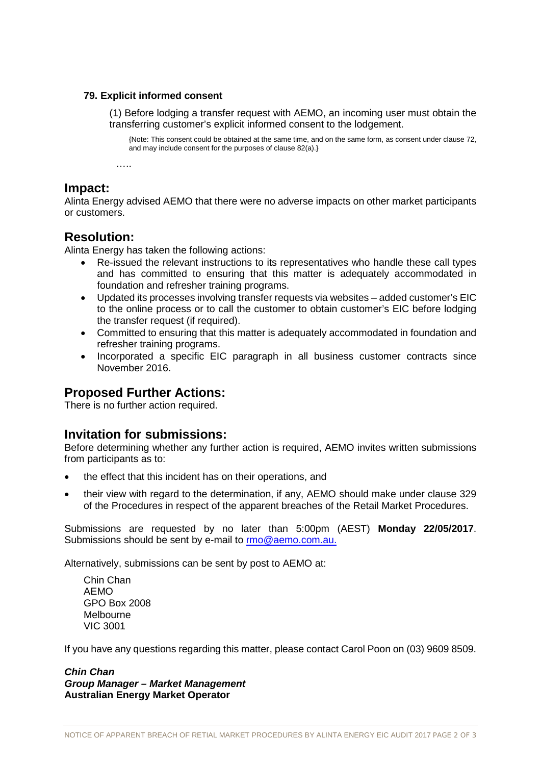**79. Explicit informed consent**

(1) Before lodging a transfer request with AEMO, an incoming user must obtain the transferring customer's explicit informed consent to the lodgement.

{Note: This consent could be obtained at the same time, and on the same form, as consent under clause 72, and may include consent for the purposes of clause 82(a).}

…..

## Impact:

Alinta Energy advised AEMO that there were no adverse impacts on other market participants or customers.

## Resolution:

Alinta Energy has taken the following actions:

- Re-issued the relevant instructions to its representatives who handle these call types and has committed to ensuring that this matter is adequately accommodated in foundation and refresher training programs.
- Updated its processes involving transfer requests via websites – added customer's EIC to the online process or to call the customer to obtain customer's EIC before lodging the transfer request (if required).
- Committed to ensuring that this matter is adequately accommodated in foundation and refresher training programs.
- Incorporated a specific EIC paragraph in all business customer contracts since November 2016.

## Proposed Further Actions:

There is no further action required.

## Invitation for submissions:

Before determining whether any further action is required, AEMO invites written submissions from participants as to:

- the effect that this incident has on their operations, and
- their view with regard to the determination, if any, AEMO should make under clause 329 of the Procedures in respect of the apparent breaches of the Retail Market Procedures.

Submissions are requested by no later than 5:00pm (AEST) **Monday 22/05/2017**. Submissions should be sent by e-mail to rmo@aemo.com.au.

Alternatively, submissions can be sent by post to AEMO at:

Chin Chan
AEMO
GPO Box 2008
Melbourne
VIC 3001

If you have any questions regarding this matter, please contact Carol Poon on (03) 9609 8509.

***Chin Chan***
***Group Manager – Market Management***
**Australian Energy Market Operator**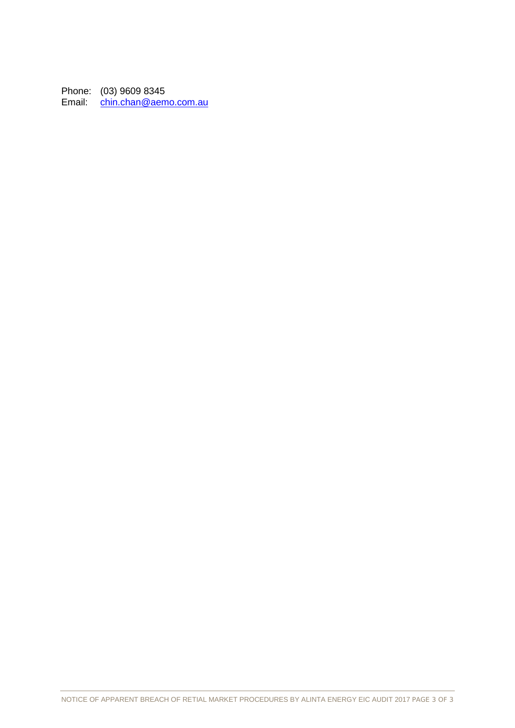Phone: (03) 9609 8345
Email: [chin.chan@aemo.com.au](mailto:chin.chan@aemo.com.au)